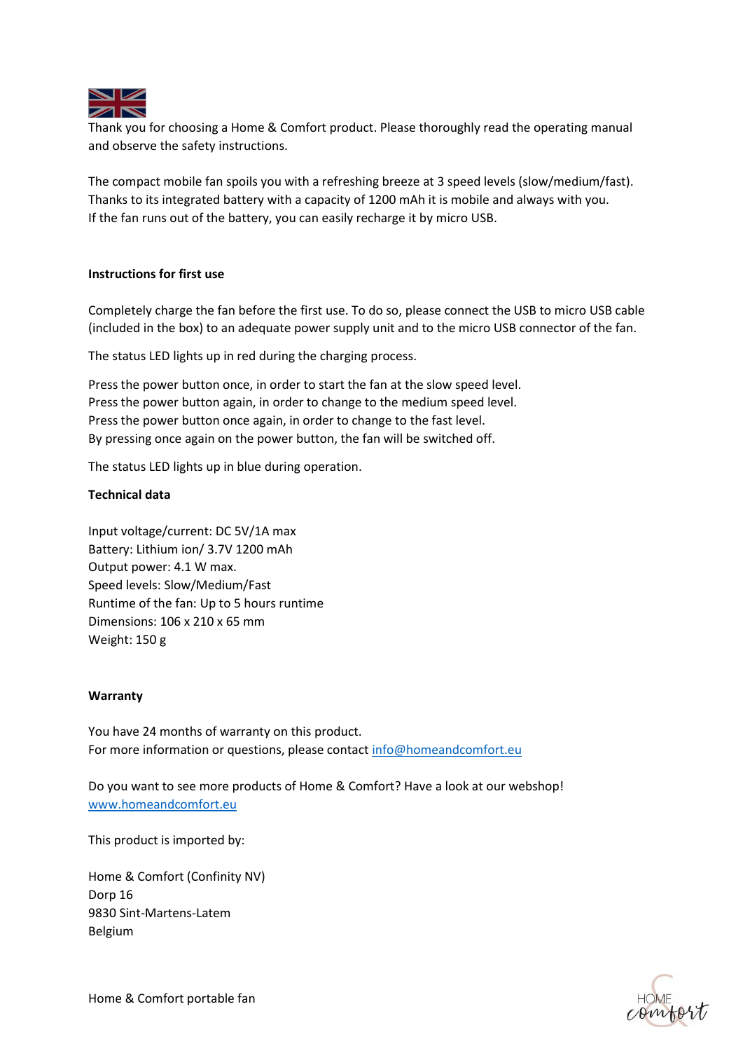Thank you for choosing a Home & Comfort product. Please thoroughly read the operating manual and observe the safety instructions.

The compact mobile fan spoils you with a refreshing breeze at 3 speed levels (slow/medium/fast). Thanks to its integrated battery with a capacity of 1200 mAh it is mobile and always with you. If the fan runs out of the battery, you can easily recharge it by micro USB.

**Instructions for first use**

Completely charge the fan before the first use. To do so, please connect the USB to micro USB cable (included in the box) to an adequate power supply unit and to the micro USB connector of the fan.

The status LED lights up in red during the charging process.

Press the power button once, in order to start the fan at the slow speed level.
Press the power button again, in order to change to the medium speed level.
Press the power button once again, in order to change to the fast level.
By pressing once again on the power button, the fan will be switched off.

The status LED lights up in blue during operation.

**Technical data**

Input voltage/current: DC 5V/1A max
Battery: Lithium ion/ 3.7V 1200 mAh
Output power: 4.1 W max.
Speed levels: Slow/Medium/Fast
Runtime of the fan: Up to 5 hours runtime
Dimensions: 106 x 210 x 65 mm
Weight: 150 g

**Warranty**

You have 24 months of warranty on this product.
For more information or questions, please contact info@homeandcomfort.eu

Do you want to see more products of Home & Comfort? Have a look at our webshop!
www.homeandcomfort.eu

This product is imported by:

Home & Comfort (Confinity NV)
Dorp 16
9830 Sint-Martens-Latem
Belgium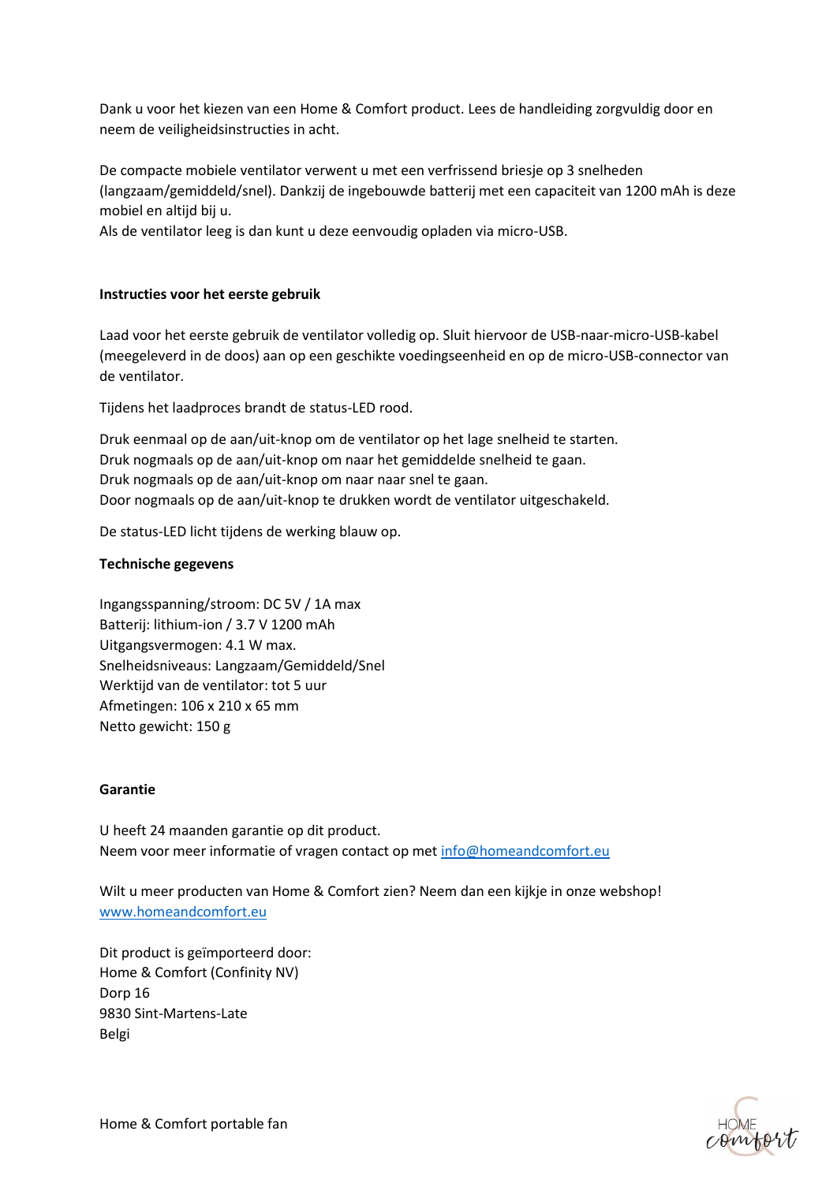Dank u voor het kiezen van een Home & Comfort product. Lees de handleiding zorgvuldig door en neem de veiligheidsinstructies in acht.

De compacte mobiele ventilator verwent u met een verfrissend briesje op 3 snelheden (langzaam/gemiddeld/snel). Dankzij de ingebouwde batterij met een capaciteit van 1200 mAh is deze mobiel en altijd bij u.
Als de ventilator leeg is dan kunt u deze eenvoudig opladen via micro-USB.

**Instructies voor het eerste gebruik**

Laad voor het eerste gebruik de ventilator volledig op. Sluit hiervoor de USB-naar-micro-USB-kabel (meegeleverd in de doos) aan op een geschikte voedingseenheid en op de micro-USB-connector van de ventilator.

Tijdens het laadproces brandt de status-LED rood.

Druk eenmaal op de aan/uit-knop om de ventilator op het lage snelheid te starten.
Druk nogmaals op de aan/uit-knop om naar het gemiddelde snelheid te gaan.
Druk nogmaals op de aan/uit-knop om naar naar snel te gaan.
Door nogmaals op de aan/uit-knop te drukken wordt de ventilator uitgeschakeld.

De status-LED licht tijdens de werking blauw op.

**Technische gegevens**

Ingangsspanning/stroom: DC 5V / 1A max
Batterij: lithium-ion / 3.7 V 1200 mAh
Uitgangsvermogen: 4.1 W max.
Snelheidsniveaus: Langzaam/Gemiddeld/Snel
Werktijd van de ventilator: tot 5 uur
Afmetingen: 106 x 210 x 65 mm
Netto gewicht: 150 g

**Garantie**

U heeft 24 maanden garantie op dit product.
Neem voor meer informatie of vragen contact op met info@homeandcomfort.eu

Wilt u meer producten van Home & Comfort zien? Neem dan een kijkje in onze webshop!
www.homeandcomfort.eu

Dit product is geïmporteerd door:
Home & Comfort (Confinity NV)
Dorp 16
9830 Sint-Martens-Late
Belgi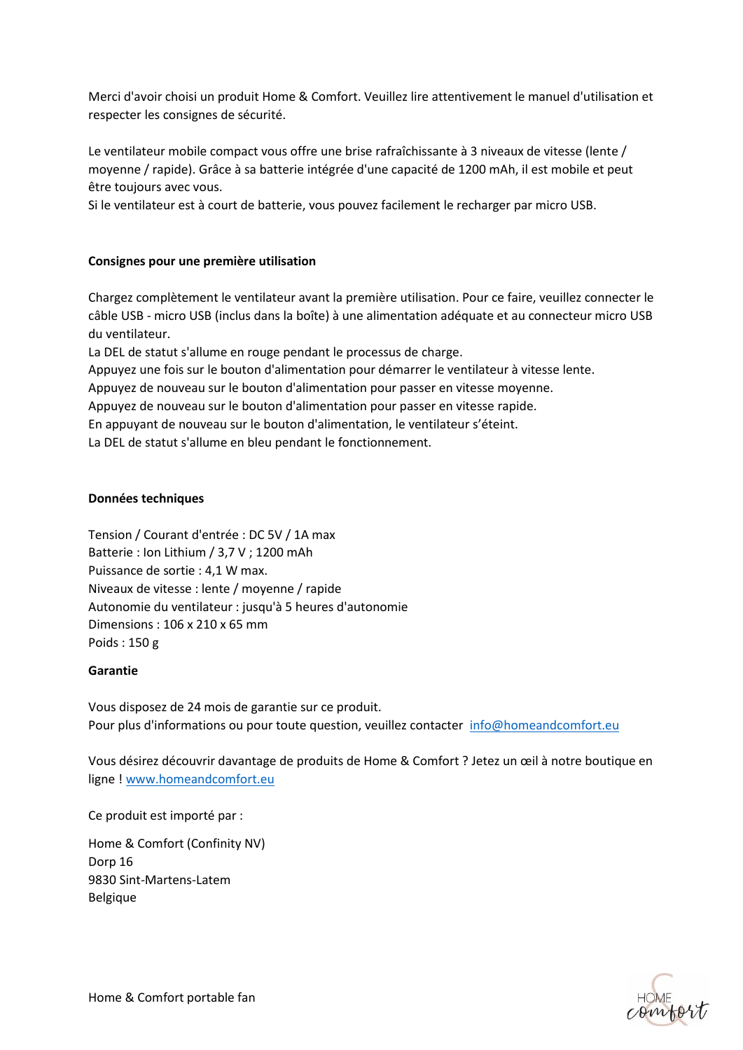Merci d'avoir choisi un produit Home & Comfort. Veuillez lire attentivement le manuel d'utilisation et respecter les consignes de sécurité.

Le ventilateur mobile compact vous offre une brise rafraîchissante à 3 niveaux de vitesse (lente / moyenne / rapide). Grâce à sa batterie intégrée d'une capacité de 1200 mAh, il est mobile et peut être toujours avec vous.
Si le ventilateur est à court de batterie, vous pouvez facilement le recharger par micro USB.

**Consignes pour une première utilisation**

Chargez complètement le ventilateur avant la première utilisation. Pour ce faire, veuillez connecter le câble USB - micro USB (inclus dans la boîte) à une alimentation adéquate et au connecteur micro USB du ventilateur.
La DEL de statut s'allume en rouge pendant le processus de charge.
Appuyez une fois sur le bouton d'alimentation pour démarrer le ventilateur à vitesse lente.
Appuyez de nouveau sur le bouton d'alimentation pour passer en vitesse moyenne.
Appuyez de nouveau sur le bouton d'alimentation pour passer en vitesse rapide.
En appuyant de nouveau sur le bouton d'alimentation, le ventilateur s'éteint.
La DEL de statut s'allume en bleu pendant le fonctionnement.

**Données techniques**

Tension / Courant d'entrée : DC 5V / 1A max
Batterie : Ion Lithium / 3,7 V ; 1200 mAh
Puissance de sortie : 4,1 W max.
Niveaux de vitesse : lente / moyenne / rapide
Autonomie du ventilateur : jusqu'à 5 heures d'autonomie
Dimensions : 106 x 210 x 65 mm
Poids : 150 g

**Garantie**

Vous disposez de 24 mois de garantie sur ce produit.
Pour plus d'informations ou pour toute question, veuillez contacter info@homeandcomfort.eu

Vous désirez découvrir davantage de produits de Home & Comfort ? Jetez un œil à notre boutique en ligne ! www.homeandcomfort.eu

Ce produit est importé par :

Home & Comfort (Confinity NV)
Dorp 16
9830 Sint-Martens-Latem
Belgique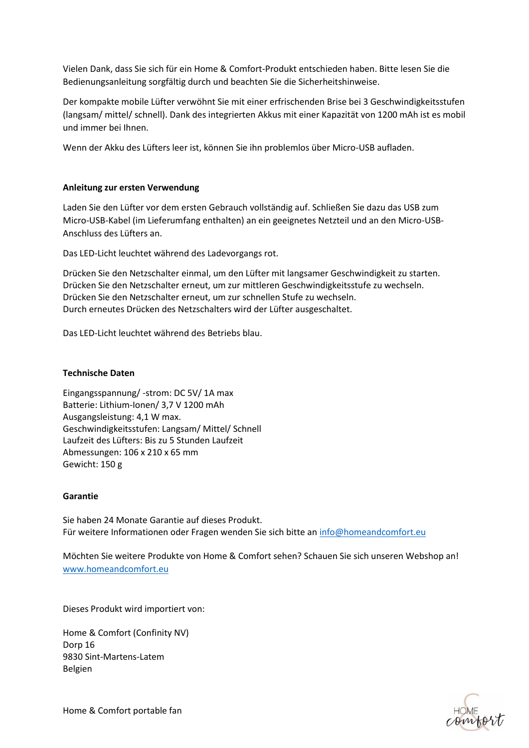Vielen Dank, dass Sie sich für ein Home & Comfort-Produkt entschieden haben. Bitte lesen Sie die Bedienungsanleitung sorgfältig durch und beachten Sie die Sicherheitshinweise.

Der kompakte mobile Lüfter verwöhnt Sie mit einer erfrischenden Brise bei 3 Geschwindigkeitsstufen (langsam/ mittel/ schnell). Dank des integrierten Akkus mit einer Kapazität von 1200 mAh ist es mobil und immer bei Ihnen.

Wenn der Akku des Lüfters leer ist, können Sie ihn problemlos über Micro-USB aufladen.

**Anleitung zur ersten Verwendung**

Laden Sie den Lüfter vor dem ersten Gebrauch vollständig auf. Schließen Sie dazu das USB zum Micro-USB-Kabel (im Lieferumfang enthalten) an ein geeignetes Netzteil und an den Micro-USB-Anschluss des Lüfters an.

Das LED-Licht leuchtet während des Ladevorgangs rot.

Drücken Sie den Netzschalter einmal, um den Lüfter mit langsamer Geschwindigkeit zu starten.
Drücken Sie den Netzschalter erneut, um zur mittleren Geschwindigkeitsstufe zu wechseln.
Drücken Sie den Netzschalter erneut, um zur schnellen Stufe zu wechseln.
Durch erneutes Drücken des Netzschalters wird der Lüfter ausgeschaltet.

Das LED-Licht leuchtet während des Betriebs blau.

**Technische Daten**

Eingangsspannung/ -strom: DC 5V/ 1A max
Batterie: Lithium-Ionen/ 3,7 V 1200 mAh
Ausgangsleistung: 4,1 W max.
Geschwindigkeitsstufen: Langsam/ Mittel/ Schnell
Laufzeit des Lüfters: Bis zu 5 Stunden Laufzeit
Abmessungen: 106 x 210 x 65 mm
Gewicht: 150 g

**Garantie**

Sie haben 24 Monate Garantie auf dieses Produkt.
Für weitere Informationen oder Fragen wenden Sie sich bitte an info@homeandcomfort.eu

Möchten Sie weitere Produkte von Home & Comfort sehen? Schauen Sie sich unseren Webshop an!
www.homeandcomfort.eu

Dieses Produkt wird importiert von:

Home & Comfort (Confinity NV)
Dorp 16
9830 Sint-Martens-Latem
Belgien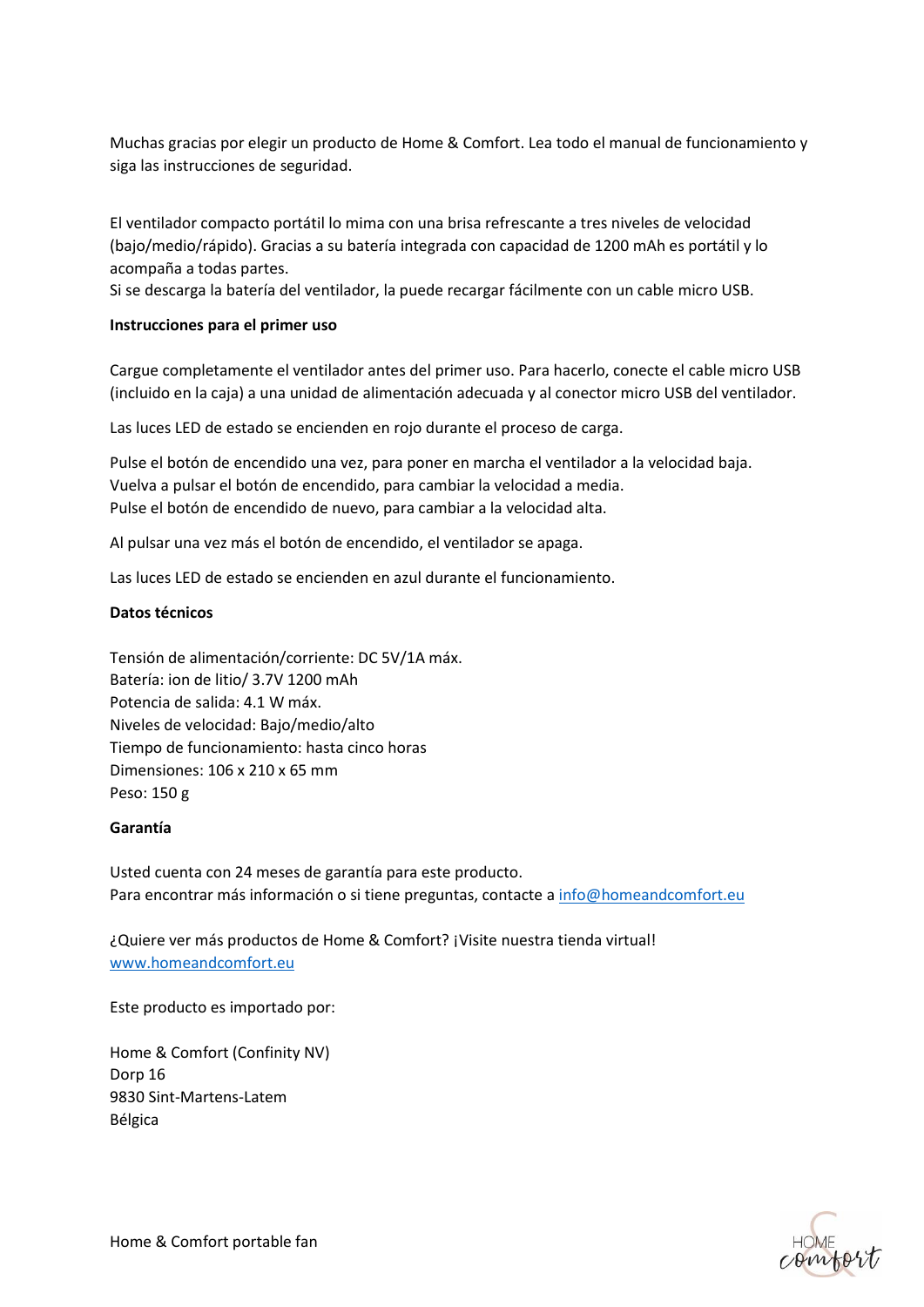Muchas gracias por elegir un producto de Home & Comfort. Lea todo el manual de funcionamiento y siga las instrucciones de seguridad.

El ventilador compacto portátil lo mima con una brisa refrescante a tres niveles de velocidad (bajo/medio/rápido). Gracias a su batería integrada con capacidad de 1200 mAh es portátil y lo acompaña a todas partes.
Si se descarga la batería del ventilador, la puede recargar fácilmente con un cable micro USB.

**Instrucciones para el primer uso**

Cargue completamente el ventilador antes del primer uso. Para hacerlo, conecte el cable micro USB (incluido en la caja) a una unidad de alimentación adecuada y al conector micro USB del ventilador.

Las luces LED de estado se encienden en rojo durante el proceso de carga.

Pulse el botón de encendido una vez, para poner en marcha el ventilador a la velocidad baja.
Vuelva a pulsar el botón de encendido, para cambiar la velocidad a media.
Pulse el botón de encendido de nuevo, para cambiar a la velocidad alta.

Al pulsar una vez más el botón de encendido, el ventilador se apaga.

Las luces LED de estado se encienden en azul durante el funcionamiento.

**Datos técnicos**

Tensión de alimentación/corriente: DC 5V/1A máx.
Batería: ion de litio/ 3.7V 1200 mAh
Potencia de salida: 4.1 W máx.
Niveles de velocidad: Bajo/medio/alto
Tiempo de funcionamiento: hasta cinco horas
Dimensiones: 106 x 210 x 65 mm
Peso: 150 g

**Garantía**

Usted cuenta con 24 meses de garantía para este producto.
Para encontrar más información o si tiene preguntas, contacte a info@homeandcomfort.eu

¿Quiere ver más productos de Home & Comfort? ¡Visite nuestra tienda virtual!
www.homeandcomfort.eu

Este producto es importado por:

Home & Comfort (Confinity NV)
Dorp 16
9830 Sint-Martens-Latem
Bélgica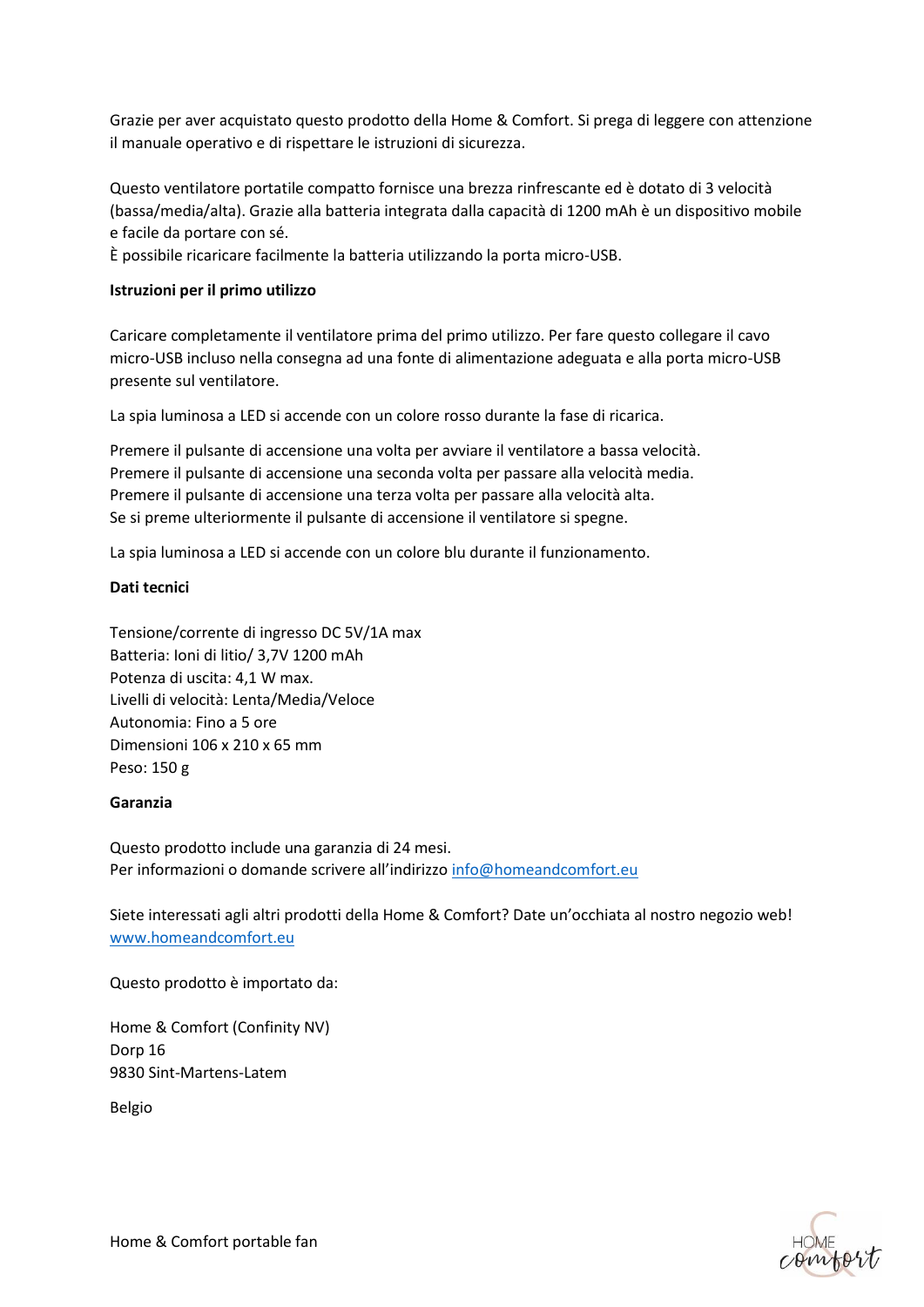Grazie per aver acquistato questo prodotto della Home & Comfort. Si prega di leggere con attenzione il manuale operativo e di rispettare le istruzioni di sicurezza.

Questo ventilatore portatile compatto fornisce una brezza rinfrescante ed è dotato di 3 velocità (bassa/media/alta). Grazie alla batteria integrata dalla capacità di 1200 mAh è un dispositivo mobile e facile da portare con sé.
È possibile ricaricare facilmente la batteria utilizzando la porta micro-USB.

**Istruzioni per il primo utilizzo**

Caricare completamente il ventilatore prima del primo utilizzo. Per fare questo collegare il cavo micro-USB incluso nella consegna ad una fonte di alimentazione adeguata e alla porta micro-USB presente sul ventilatore.

La spia luminosa a LED si accende con un colore rosso durante la fase di ricarica.

Premere il pulsante di accensione una volta per avviare il ventilatore a bassa velocità.
Premere il pulsante di accensione una seconda volta per passare alla velocità media.
Premere il pulsante di accensione una terza volta per passare alla velocità alta.
Se si preme ulteriormente il pulsante di accensione il ventilatore si spegne.

La spia luminosa a LED si accende con un colore blu durante il funzionamento.

**Dati tecnici**

Tensione/corrente di ingresso DC 5V/1A max
Batteria: Ioni di litio/ 3,7V 1200 mAh
Potenza di uscita: 4,1 W max.
Livelli di velocità: Lenta/Media/Veloce
Autonomia: Fino a 5 ore
Dimensioni 106 x 210 x 65 mm
Peso: 150 g

**Garanzia**

Questo prodotto include una garanzia di 24 mesi.
Per informazioni o domande scrivere all'indirizzo info@homeandcomfort.eu

Siete interessati agli altri prodotti della Home & Comfort? Date un'occhiata al nostro negozio web!
www.homeandcomfort.eu

Questo prodotto è importato da:

Home & Comfort (Confinity NV)
Dorp 16
9830 Sint-Martens-Latem

Belgio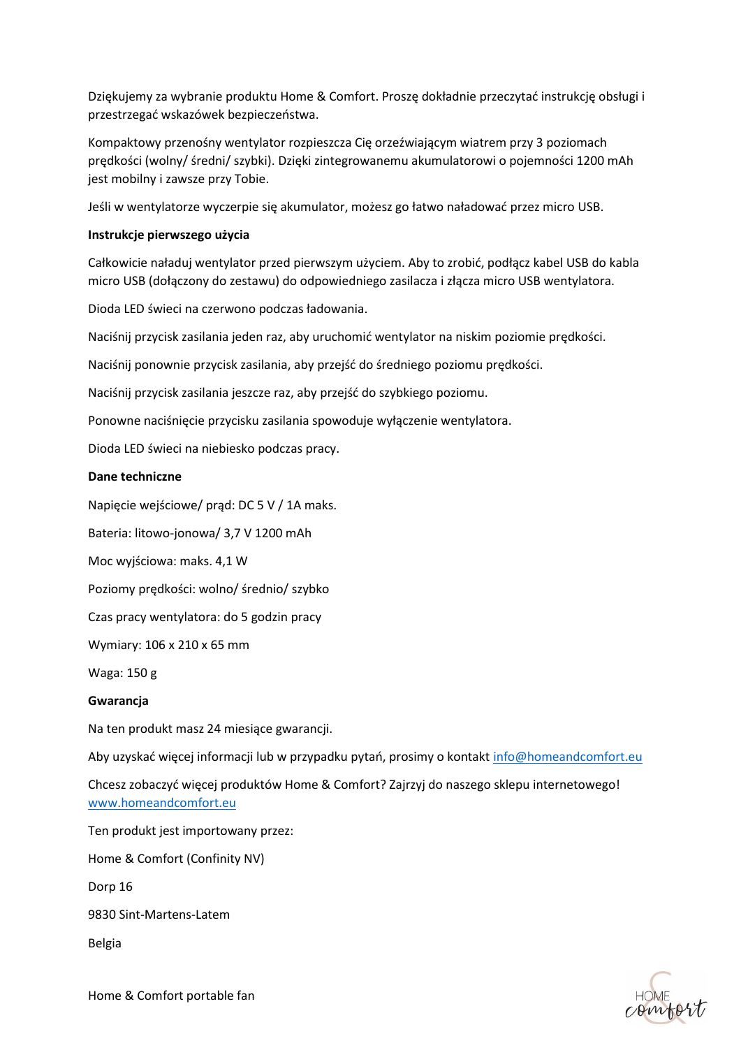Dziękujemy za wybranie produktu Home & Comfort. Proszę dokładnie przeczytać instrukcję obsługi i przestrzegać wskazówek bezpieczeństwa.

Kompaktowy przenośny wentylator rozpieszcza Cię orzeźwiającym wiatrem przy 3 poziomach prędkości (wolny/ średni/ szybki). Dzięki zintegrowanemu akumulatorowi o pojemności 1200 mAh jest mobilny i zawsze przy Tobie.

Jeśli w wentylatorze wyczerpie się akumulator, możesz go łatwo naładować przez micro USB.

**Instrukcje pierwszego użycia**

Całkowicie naładuj wentylator przed pierwszym użyciem. Aby to zrobić, podłącz kabel USB do kabla micro USB (dołączony do zestawu) do odpowiedniego zasilacza i złącza micro USB wentylatora.

Dioda LED świeci na czerwono podczas ładowania.

Naciśnij przycisk zasilania jeden raz, aby uruchomić wentylator na niskim poziomie prędkości.

Naciśnij ponownie przycisk zasilania, aby przejść do średniego poziomu prędkości.

Naciśnij przycisk zasilania jeszcze raz, aby przejść do szybkiego poziomu.

Ponowne naciśnięcie przycisku zasilania spowoduje wyłączenie wentylatora.

Dioda LED świeci na niebiesko podczas pracy.

**Dane techniczne**

Napięcie wejściowe/ prąd: DC 5 V / 1A maks.

Bateria: litowo-jonowa/ 3,7 V 1200 mAh

Moc wyjściowa: maks. 4,1 W

Poziomy prędkości: wolno/ średnio/ szybko

Czas pracy wentylatora: do 5 godzin pracy

Wymiary: 106 x 210 x 65 mm

Waga: 150 g

**Gwarancja**

Na ten produkt masz 24 miesiące gwarancji.

Aby uzyskać więcej informacji lub w przypadku pytań, prosimy o kontakt info@homeandcomfort.eu

Chcesz zobaczyć więcej produktów Home & Comfort? Zajrzyj do naszego sklepu internetowego! www.homeandcomfort.eu

Ten produkt jest importowany przez:

Home & Comfort (Confinity NV)

Dorp 16

9830 Sint-Martens-Latem

Belgia